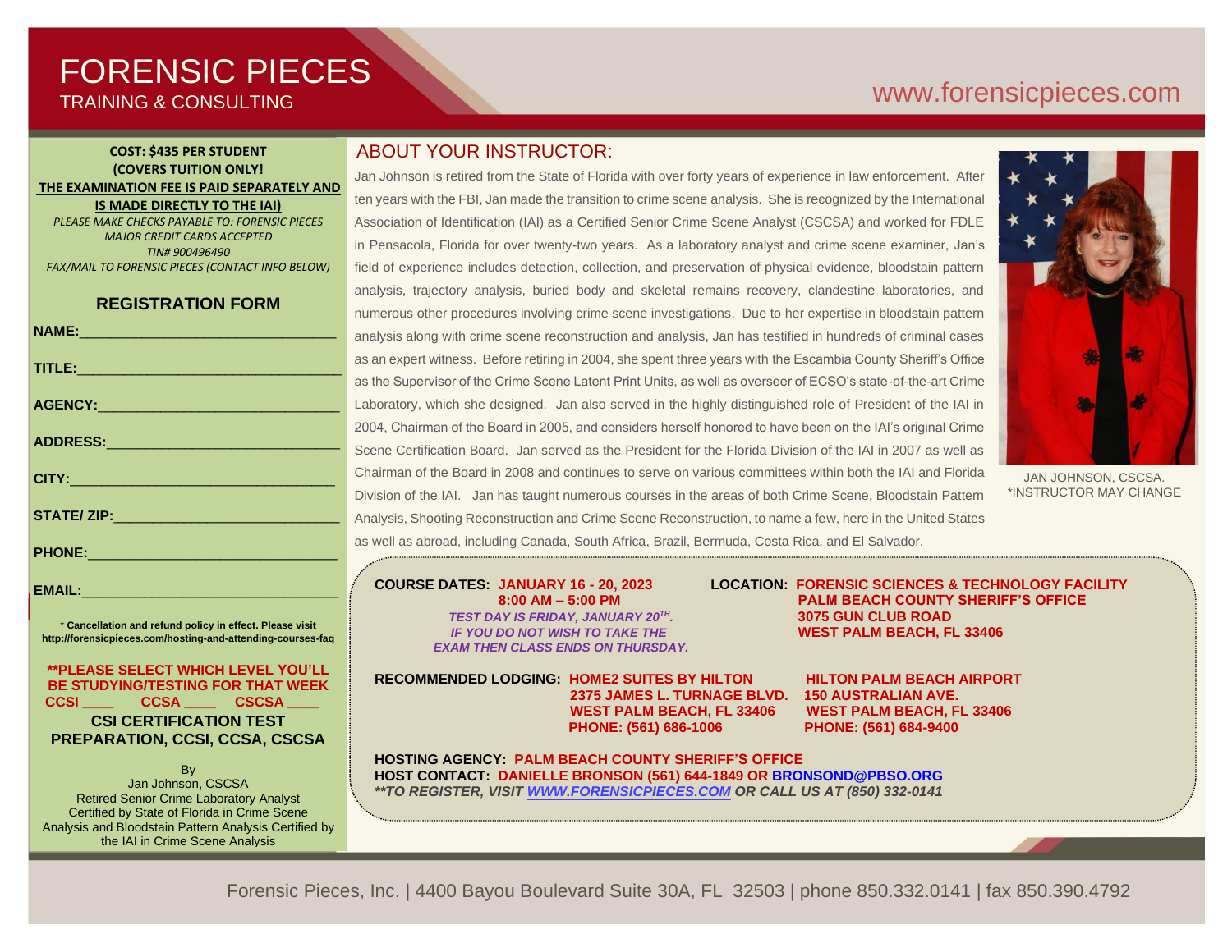# FORENSIC PIECES

TRAINING & CONSULTING

www.forensicpieces.com

**COST: $435 PER STUDENT**
**(COVERS TUITION ONLY!**
**THE EXAMINATION FEE IS PAID SEPARATELY AND IS MADE DIRECTLY TO THE IAI)**

*PLEASE MAKE CHECKS PAYABLE TO: FORENSIC PIECES*
*MAJOR CREDIT CARDS ACCEPTED*
*TIN# 900496490*
*FAX/MAIL TO FORENSIC PIECES (CONTACT INFO BELOW)*

## REGISTRATION FORM

**NAME:**________________________________

**TITLE:**________________________________

**AGENCY:**________________________________

**ADDRESS:**________________________________

**CITY:**________________________________

**STATE/ ZIP:**________________________________

**PHONE:**________________________________

**EMAIL:**________________________________

* **Cancellation and refund policy in effect. Please visit http://forensicpieces.com/hosting-and-attending-courses-faq**

**\*\*PLEASE SELECT WHICH LEVEL YOU'LL BE STUDYING/TESTING FOR THAT WEEK**
**CCSI ____ CCSA ____ CSCSA ____**

**CSI CERTIFICATION TEST PREPARATION, CCSI, CCSA, CSCSA**

By
Jan Johnson, CSCSA
Retired Senior Crime Laboratory Analyst
Certified by State of Florida in Crime Scene Analysis and Bloodstain Pattern Analysis Certified by the IAI in Crime Scene Analysis

## ABOUT YOUR INSTRUCTOR:

Jan Johnson is retired from the State of Florida with over forty years of experience in law enforcement. After ten years with the FBI, Jan made the transition to crime scene analysis. She is recognized by the International Association of Identification (IAI) as a Certified Senior Crime Scene Analyst (CSCSA) and worked for FDLE in Pensacola, Florida for over twenty-two years. As a laboratory analyst and crime scene examiner, Jan's field of experience includes detection, collection, and preservation of physical evidence, bloodstain pattern analysis, trajectory analysis, buried body and skeletal remains recovery, clandestine laboratories, and numerous other procedures involving crime scene investigations. Due to her expertise in bloodstain pattern analysis along with crime scene reconstruction and analysis, Jan has testified in hundreds of criminal cases as an expert witness. Before retiring in 2004, she spent three years with the Escambia County Sheriff's Office as the Supervisor of the Crime Scene Latent Print Units, as well as overseer of ECSO's state-of-the-art Crime Laboratory, which she designed. Jan also served in the highly distinguished role of President of the IAI in 2004, Chairman of the Board in 2005, and considers herself honored to have been on the IAI's original Crime Scene Certification Board. Jan served as the President for the Florida Division of the IAI in 2007 as well as Chairman of the Board in 2008 and continues to serve on various committees within both the IAI and Florida Division of the IAI. Jan has taught numerous courses in the areas of both Crime Scene, Bloodstain Pattern Analysis, Shooting Reconstruction and Crime Scene Reconstruction, to name a few, here in the United States as well as abroad, including Canada, South Africa, Brazil, Bermuda, Costa Rica, and El Salvador.

JAN JOHNSON, CSCSA.
*INSTRUCTOR MAY CHANGE

**COURSE DATES: JANUARY 16 - 20, 2023**
**8:00 AM – 5:00 PM**
***TEST DAY IS FRIDAY, JANUARY 20TH.***
***IF YOU DO NOT WISH TO TAKE THE EXAM THEN CLASS ENDS ON THURSDAY.***

**LOCATION: FORENSIC SCIENCES & TECHNOLOGY FACILITY**
**PALM BEACH COUNTY SHERIFF'S OFFICE**
**3075 GUN CLUB ROAD**
**WEST PALM BEACH, FL 33406**

**RECOMMENDED LODGING:**

**HOME2 SUITES BY HILTON**
**2375 JAMES L. TURNAGE BLVD.**
**WEST PALM BEACH, FL 33406**
**PHONE: (561) 686-1006**

**HILTON PALM BEACH AIRPORT**
**150 AUSTRALIAN AVE.**
**WEST PALM BEACH, FL 33406**
**PHONE: (561) 684-9400**

**HOSTING AGENCY: PALM BEACH COUNTY SHERIFF'S OFFICE**
**HOST CONTACT: DANIELLE BRONSON (561) 644-1849 OR BRONSOND@PBSO.ORG**
***\*\*TO REGISTER, VISIT WWW.FORENSICPIECES.COM OR CALL US AT (850) 332-0141***

Forensic Pieces, Inc. | 4400 Bayou Boulevard Suite 30A, FL 32503 | phone 850.332.0141 | fax 850.390.4792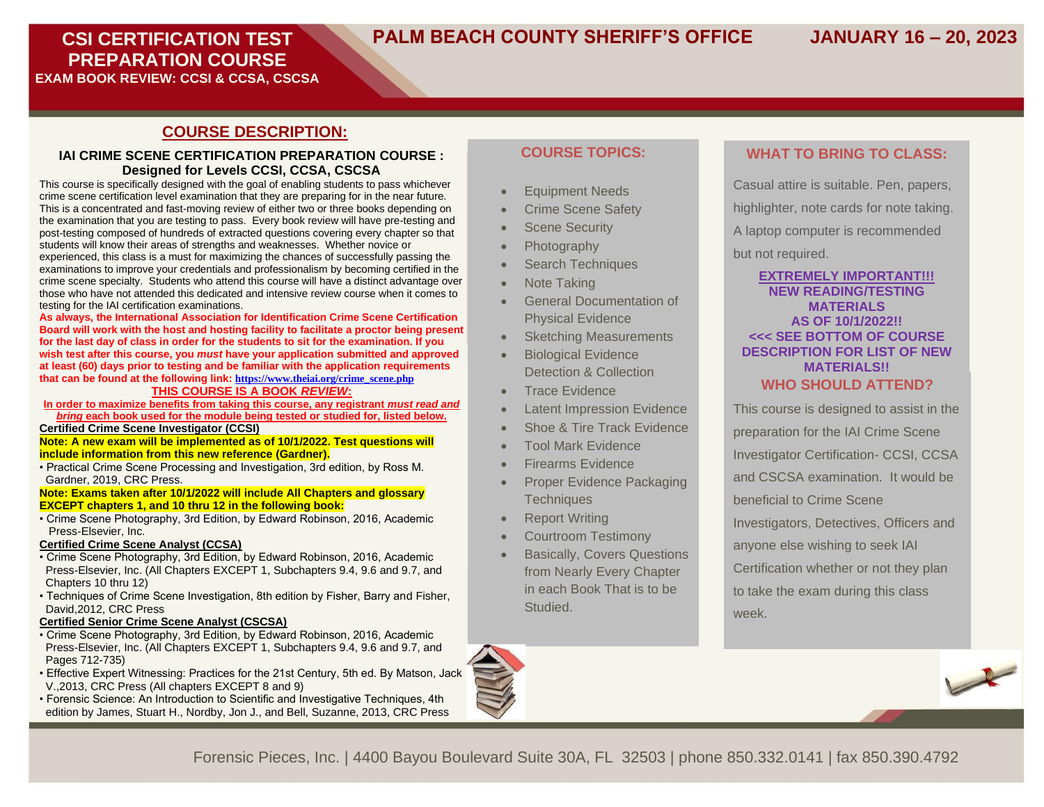# CSI CERTIFICATION TEST PREPARATION COURSE

**EXAM BOOK REVIEW: CCSI & CCSA, CSCSA**

## PALM BEACH COUNTY SHERIFF'S OFFICE

## JANUARY 16 – 20, 2023

## COURSE DESCRIPTION:

### IAI CRIME SCENE CERTIFICATION PREPARATION COURSE : Designed for Levels CCSI, CCSA, CSCSA

This course is specifically designed with the goal of enabling students to pass whichever crime scene certification level examination that they are preparing for in the near future. This is a concentrated and fast-moving review of either two or three books depending on the examination that you are testing to pass. Every book review will have pre-testing and post-testing composed of hundreds of extracted questions covering every chapter so that students will know their areas of strengths and weaknesses. Whether novice or experienced, this class is a must for maximizing the chances of successfully passing the examinations to improve your credentials and professionalism by becoming certified in the crime scene specialty. Students who attend this course will have a distinct advantage over those who have not attended this dedicated and intensive review course when it comes to testing for the IAI certification examinations.

**As always, the International Association for Identification Crime Scene Certification Board will work with the host and hosting facility to facilitate a proctor being present for the last day of class in order for the students to sit for the examination. If you wish test after this course, you *must* have your application submitted and approved at least (60) days prior to testing and be familiar with the application requirements that can be found at the following link: https://www.theiai.org/crime_scene.php**

**THIS COURSE IS A BOOK *REVIEW*:**

**In order to maximize benefits from taking this course, any registrant *must read and bring* each book used for the module being tested or studied for, listed below.**

**Certified Crime Scene Investigator (CCSI)**

**Note: A new exam will be implemented as of 10/1/2022. Test questions will include information from this new reference (Gardner).**

- Practical Crime Scene Processing and Investigation, 3rd edition, by Ross M. Gardner, 2019, CRC Press.

**Note: Exams taken after 10/1/2022 will include All Chapters and glossary EXCEPT chapters 1, and 10 thru 12 in the following book:**

- Crime Scene Photography, 3rd Edition, by Edward Robinson, 2016, Academic Press-Elsevier, Inc.

**Certified Crime Scene Analyst (CCSA)**

- Crime Scene Photography, 3rd Edition, by Edward Robinson, 2016, Academic Press-Elsevier, Inc. (All Chapters EXCEPT 1, Subchapters 9.4, 9.6 and 9.7, and Chapters 10 thru 12)
- Techniques of Crime Scene Investigation, 8th edition by Fisher, Barry and Fisher, David,2012, CRC Press

**Certified Senior Crime Scene Analyst (CSCSA)**

- Crime Scene Photography, 3rd Edition, by Edward Robinson, 2016, Academic Press-Elsevier, Inc. (All Chapters EXCEPT 1, Subchapters 9.4, 9.6 and 9.7, and Pages 712-735)
- Effective Expert Witnessing: Practices for the 21st Century, 5th ed. By Matson, Jack V.,2013, CRC Press (All chapters EXCEPT 8 and 9)
- Forensic Science: An Introduction to Scientific and Investigative Techniques, 4th edition by James, Stuart H., Nordby, Jon J., and Bell, Suzanne, 2013, CRC Press

## COURSE TOPICS:

- Equipment Needs
- Crime Scene Safety
- Scene Security
- Photography
- Search Techniques
- Note Taking
- General Documentation of Physical Evidence
- Sketching Measurements
- Biological Evidence Detection & Collection
- Trace Evidence
- Latent Impression Evidence
- Shoe & Tire Track Evidence
- Tool Mark Evidence
- Firearms Evidence
- Proper Evidence Packaging Techniques
- Report Writing
- Courtroom Testimony
- Basically, Covers Questions from Nearly Every Chapter in each Book That is to be Studied.

## WHAT TO BRING TO CLASS:

Casual attire is suitable. Pen, papers, highlighter, note cards for note taking. A laptop computer is recommended but not required.

**EXTREMELY IMPORTANT!!!**
**NEW READING/TESTING MATERIALS AS OF 10/1/2022!!**
**<<< SEE BOTTOM OF COURSE DESCRIPTION FOR LIST OF NEW MATERIALS!!**

## WHO SHOULD ATTEND?

This course is designed to assist in the preparation for the IAI Crime Scene Investigator Certification- CCSI, CCSA and CSCSA examination. It would be beneficial to Crime Scene Investigators, Detectives, Officers and anyone else wishing to seek IAI Certification whether or not they plan to take the exam during this class week.

Forensic Pieces, Inc. | 4400 Bayou Boulevard Suite 30A, FL 32503 | phone 850.332.0141 | fax 850.390.4792